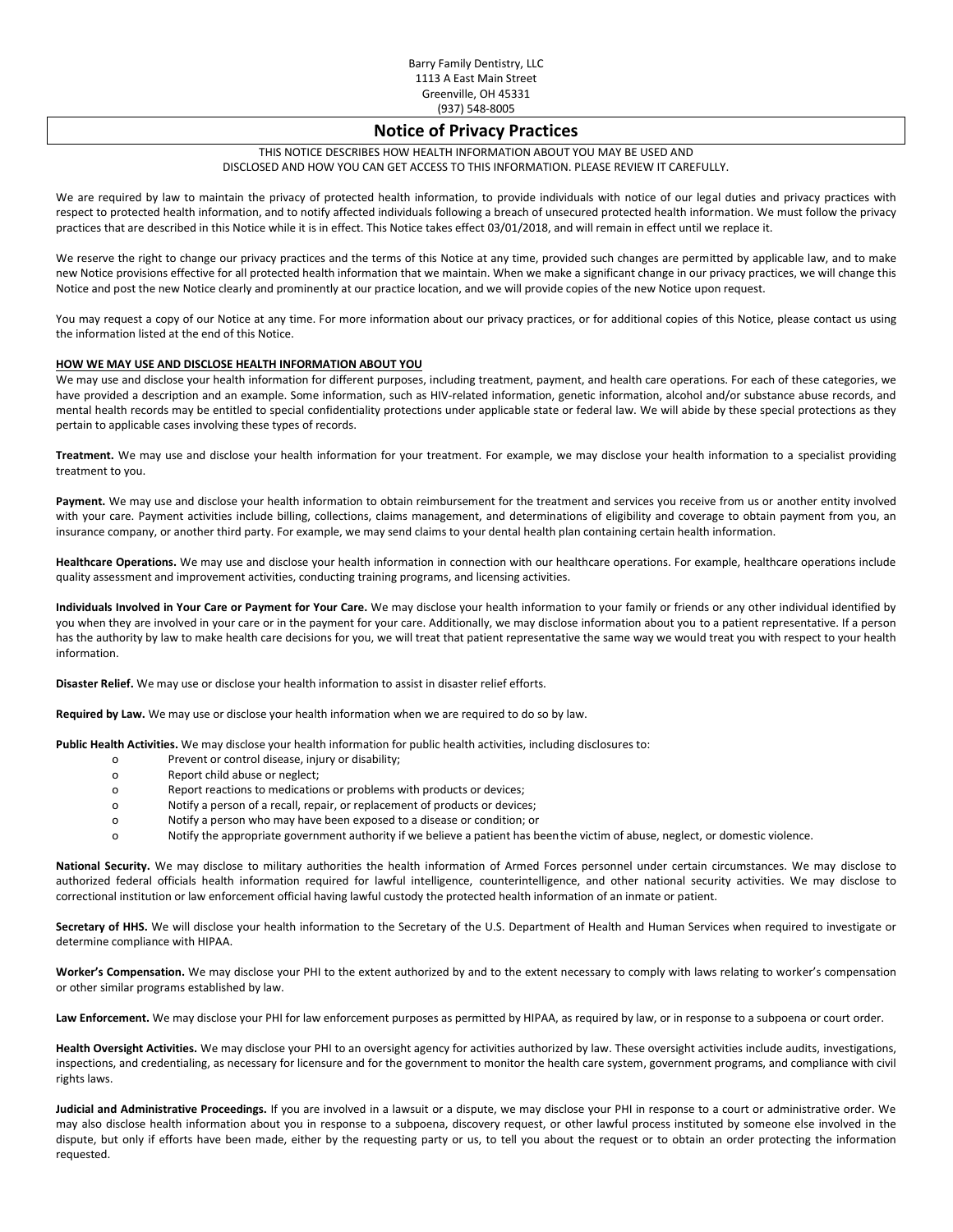Barry Family Dentistry, LLC
1113 A East Main Street
Greenville, OH 45331
(937) 548-8005

# Notice of Privacy Practices

THIS NOTICE DESCRIBES HOW HEALTH INFORMATION ABOUT YOU MAY BE USED AND DISCLOSED AND HOW YOU CAN GET ACCESS TO THIS INFORMATION. PLEASE REVIEW IT CAREFULLY.

We are required by law to maintain the privacy of protected health information, to provide individuals with notice of our legal duties and privacy practices with respect to protected health information, and to notify affected individuals following a breach of unsecured protected health information. We must follow the privacy practices that are described in this Notice while it is in effect. This Notice takes effect 03/01/2018, and will remain in effect until we replace it.

We reserve the right to change our privacy practices and the terms of this Notice at any time, provided such changes are permitted by applicable law, and to make new Notice provisions effective for all protected health information that we maintain. When we make a significant change in our privacy practices, we will change this Notice and post the new Notice clearly and prominently at our practice location, and we will provide copies of the new Notice upon request.

You may request a copy of our Notice at any time. For more information about our privacy practices, or for additional copies of this Notice, please contact us using the information listed at the end of this Notice.

## HOW WE MAY USE AND DISCLOSE HEALTH INFORMATION ABOUT YOU

We may use and disclose your health information for different purposes, including treatment, payment, and health care operations. For each of these categories, we have provided a description and an example. Some information, such as HIV-related information, genetic information, alcohol and/or substance abuse records, and mental health records may be entitled to special confidentiality protections under applicable state or federal law. We will abide by these special protections as they pertain to applicable cases involving these types of records.

**Treatment.** We may use and disclose your health information for your treatment. For example, we may disclose your health information to a specialist providing treatment to you.

**Payment.** We may use and disclose your health information to obtain reimbursement for the treatment and services you receive from us or another entity involved with your care. Payment activities include billing, collections, claims management, and determinations of eligibility and coverage to obtain payment from you, an insurance company, or another third party. For example, we may send claims to your dental health plan containing certain health information.

**Healthcare Operations.** We may use and disclose your health information in connection with our healthcare operations. For example, healthcare operations include quality assessment and improvement activities, conducting training programs, and licensing activities.

**Individuals Involved in Your Care or Payment for Your Care.** We may disclose your health information to your family or friends or any other individual identified by you when they are involved in your care or in the payment for your care. Additionally, we may disclose information about you to a patient representative. If a person has the authority by law to make health care decisions for you, we will treat that patient representative the same way we would treat you with respect to your health information.

**Disaster Relief.** We may use or disclose your health information to assist in disaster relief efforts.

**Required by Law.** We may use or disclose your health information when we are required to do so by law.

**Public Health Activities.** We may disclose your health information for public health activities, including disclosures to:

- Prevent or control disease, injury or disability;
- Report child abuse or neglect;
- Report reactions to medications or problems with products or devices;
- Notify a person of a recall, repair, or replacement of products or devices;
- Notify a person who may have been exposed to a disease or condition; or
- Notify the appropriate government authority if we believe a patient has been the victim of abuse, neglect, or domestic violence.

**National Security.** We may disclose to military authorities the health information of Armed Forces personnel under certain circumstances. We may disclose to authorized federal officials health information required for lawful intelligence, counterintelligence, and other national security activities. We may disclose to correctional institution or law enforcement official having lawful custody the protected health information of an inmate or patient.

**Secretary of HHS.** We will disclose your health information to the Secretary of the U.S. Department of Health and Human Services when required to investigate or determine compliance with HIPAA.

**Worker's Compensation.** We may disclose your PHI to the extent authorized by and to the extent necessary to comply with laws relating to worker's compensation or other similar programs established by law.

**Law Enforcement.** We may disclose your PHI for law enforcement purposes as permitted by HIPAA, as required by law, or in response to a subpoena or court order.

**Health Oversight Activities.** We may disclose your PHI to an oversight agency for activities authorized by law. These oversight activities include audits, investigations, inspections, and credentialing, as necessary for licensure and for the government to monitor the health care system, government programs, and compliance with civil rights laws.

**Judicial and Administrative Proceedings.** If you are involved in a lawsuit or a dispute, we may disclose your PHI in response to a court or administrative order. We may also disclose health information about you in response to a subpoena, discovery request, or other lawful process instituted by someone else involved in the dispute, but only if efforts have been made, either by the requesting party or us, to tell you about the request or to obtain an order protecting the information requested.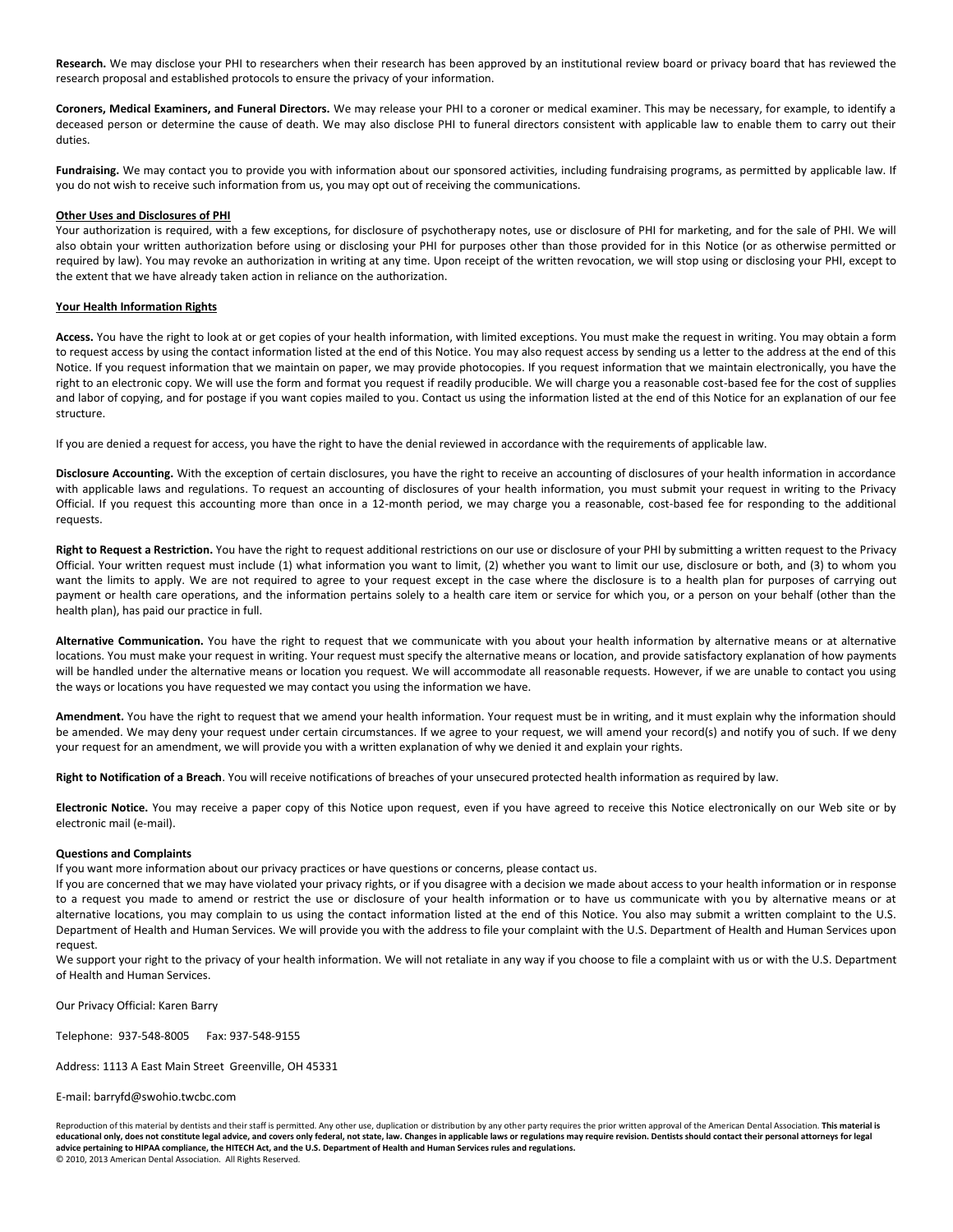**Research.** We may disclose your PHI to researchers when their research has been approved by an institutional review board or privacy board that has reviewed the research proposal and established protocols to ensure the privacy of your information.

**Coroners, Medical Examiners, and Funeral Directors.** We may release your PHI to a coroner or medical examiner. This may be necessary, for example, to identify a deceased person or determine the cause of death. We may also disclose PHI to funeral directors consistent with applicable law to enable them to carry out their duties.

**Fundraising.** We may contact you to provide you with information about our sponsored activities, including fundraising programs, as permitted by applicable law. If you do not wish to receive such information from us, you may opt out of receiving the communications.

**Other Uses and Disclosures of PHI**

Your authorization is required, with a few exceptions, for disclosure of psychotherapy notes, use or disclosure of PHI for marketing, and for the sale of PHI. We will also obtain your written authorization before using or disclosing your PHI for purposes other than those provided for in this Notice (or as otherwise permitted or required by law). You may revoke an authorization in writing at any time. Upon receipt of the written revocation, we will stop using or disclosing your PHI, except to the extent that we have already taken action in reliance on the authorization.

**Your Health Information Rights**

**Access.** You have the right to look at or get copies of your health information, with limited exceptions. You must make the request in writing. You may obtain a form to request access by using the contact information listed at the end of this Notice. You may also request access by sending us a letter to the address at the end of this Notice. If you request information that we maintain on paper, we may provide photocopies. If you request information that we maintain electronically, you have the right to an electronic copy. We will use the form and format you request if readily producible. We will charge you a reasonable cost-based fee for the cost of supplies and labor of copying, and for postage if you want copies mailed to you. Contact us using the information listed at the end of this Notice for an explanation of our fee structure.

If you are denied a request for access, you have the right to have the denial reviewed in accordance with the requirements of applicable law.

**Disclosure Accounting.** With the exception of certain disclosures, you have the right to receive an accounting of disclosures of your health information in accordance with applicable laws and regulations. To request an accounting of disclosures of your health information, you must submit your request in writing to the Privacy Official. If you request this accounting more than once in a 12-month period, we may charge you a reasonable, cost-based fee for responding to the additional requests.

**Right to Request a Restriction.** You have the right to request additional restrictions on our use or disclosure of your PHI by submitting a written request to the Privacy Official. Your written request must include (1) what information you want to limit, (2) whether you want to limit our use, disclosure or both, and (3) to whom you want the limits to apply. We are not required to agree to your request except in the case where the disclosure is to a health plan for purposes of carrying out payment or health care operations, and the information pertains solely to a health care item or service for which you, or a person on your behalf (other than the health plan), has paid our practice in full.

**Alternative Communication.** You have the right to request that we communicate with you about your health information by alternative means or at alternative locations. You must make your request in writing. Your request must specify the alternative means or location, and provide satisfactory explanation of how payments will be handled under the alternative means or location you request. We will accommodate all reasonable requests. However, if we are unable to contact you using the ways or locations you have requested we may contact you using the information we have.

**Amendment.** You have the right to request that we amend your health information. Your request must be in writing, and it must explain why the information should be amended. We may deny your request under certain circumstances. If we agree to your request, we will amend your record(s) and notify you of such. If we deny your request for an amendment, we will provide you with a written explanation of why we denied it and explain your rights.

**Right to Notification of a Breach**. You will receive notifications of breaches of your unsecured protected health information as required by law.

**Electronic Notice.** You may receive a paper copy of this Notice upon request, even if you have agreed to receive this Notice electronically on our Web site or by electronic mail (e-mail).

**Questions and Complaints**

If you want more information about our privacy practices or have questions or concerns, please contact us.

If you are concerned that we may have violated your privacy rights, or if you disagree with a decision we made about access to your health information or in response to a request you made to amend or restrict the use or disclosure of your health information or to have us communicate with you by alternative means or at alternative locations, you may complain to us using the contact information listed at the end of this Notice. You also may submit a written complaint to the U.S. Department of Health and Human Services. We will provide you with the address to file your complaint with the U.S. Department of Health and Human Services upon request.

We support your right to the privacy of your health information. We will not retaliate in any way if you choose to file a complaint with us or with the U.S. Department of Health and Human Services.

Our Privacy Official: Karen Barry

Telephone: 937-548-8005 Fax: 937-548-9155

Address: 1113 A East Main Street Greenville, OH 45331

E-mail: barryfd@swohio.twcbc.com

Reproduction of this material by dentists and their staff is permitted. Any other use, duplication or distribution by any other party requires the prior written approval of the American Dental Association. **This material is educational only, does not constitute legal advice, and covers only federal, not state, law. Changes in applicable laws or regulations may require revision. Dentists should contact their personal attorneys for legal advice pertaining to HIPAA compliance, the HITECH Act, and the U.S. Department of Health and Human Services rules and regulations.**

© 2010, 2013 American Dental Association. All Rights Reserved.